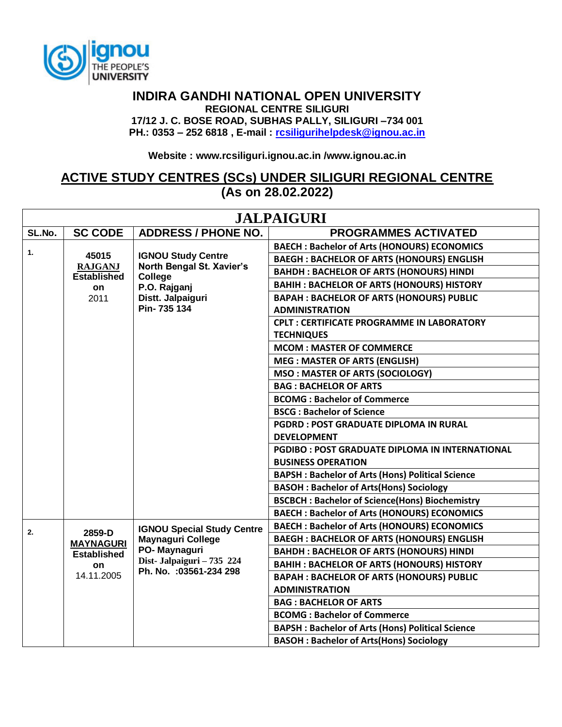# INDIRA GANDHI NATIONAL OPEN UNIVERSITY

**REGIONAL CENTRE SILIGURI**

**17/12 J. C. BOSE ROAD, SUBHAS PALLY, SILIGURI –734 001**

**PH.: 0353 – 252 6818 , E-mail : rcsiligurihelpdesk@ignou.ac.in**

**Website : www.rcsiliguri.ignou.ac.in /www.ignou.ac.in**

## ACTIVE STUDY CENTRES (SCs) UNDER SILIGURI REGIONAL CENTRE (As on 28.02.2022)

| JALPAIGURI | | | |
|---|---|---|---|
| **SL.No.** | **SC CODE** | **ADDRESS / PHONE NO.** | **PROGRAMMES ACTIVATED** |
| 1. | 45015 **RAJGANJ** Established on 2011 | IGNOU Study Centre North Bengal St. Xavier's College P.O. Rajganj Distt. Jalpaiguri Pin- 735 134 | BAECH : Bachelor of Arts (HONOURS) ECONOMICS |
| | | | BAEGH : BACHELOR OF ARTS (HONOURS) ENGLISH |
| | | | BAHDH : BACHELOR OF ARTS (HONOURS) HINDI |
| | | | BAHIH : BACHELOR OF ARTS (HONOURS) HISTORY |
| | | | BAPAH : BACHELOR OF ARTS (HONOURS) PUBLIC ADMINISTRATION |
| | | | CPLT : CERTIFICATE PROGRAMME IN LABORATORY TECHNIQUES |
| | | | MCOM : MASTER OF COMMERCE |
| | | | MEG : MASTER OF ARTS (ENGLISH) |
| | | | MSO : MASTER OF ARTS (SOCIOLOGY) |
| | | | BAG : BACHELOR OF ARTS |
| | | | BCOMG : Bachelor of Commerce |
| | | | BSCG : Bachelor of Science |
| | | | PGDRD : POST GRADUATE DIPLOMA IN RURAL DEVELOPMENT |
| | | | PGDIBO : POST GRADUATE DIPLOMA IN INTERNATIONAL BUSINESS OPERATION |
| | | | BAPSH : Bachelor of Arts (Hons) Political Science |
| | | | BASOH : Bachelor of Arts(Hons) Sociology |
| | | | BSCBCH : Bachelor of Science(Hons) Biochemistry |
| | | | BAECH : Bachelor of Arts (HONOURS) ECONOMICS |
| 2. | 2859-D **MAYNAGURI** Established on 14.11.2005 | IGNOU Special Study Centre Maynaguri College PO- Maynaguri Dist- Jalpaiguri – 735 224 Ph. No. :03561-234 298 | BAECH : Bachelor of Arts (HONOURS) ECONOMICS |
| | | | BAEGH : BACHELOR OF ARTS (HONOURS) ENGLISH |
| | | | BAHDH : BACHELOR OF ARTS (HONOURS) HINDI |
| | | | BAHIH : BACHELOR OF ARTS (HONOURS) HISTORY |
| | | | BAPAH : BACHELOR OF ARTS (HONOURS) PUBLIC ADMINISTRATION |
| | | | BAG : BACHELOR OF ARTS |
| | | | BCOMG : Bachelor of Commerce |
| | | | BAPSH : Bachelor of Arts (Hons) Political Science |
| | | | BASOH : Bachelor of Arts(Hons) Sociology |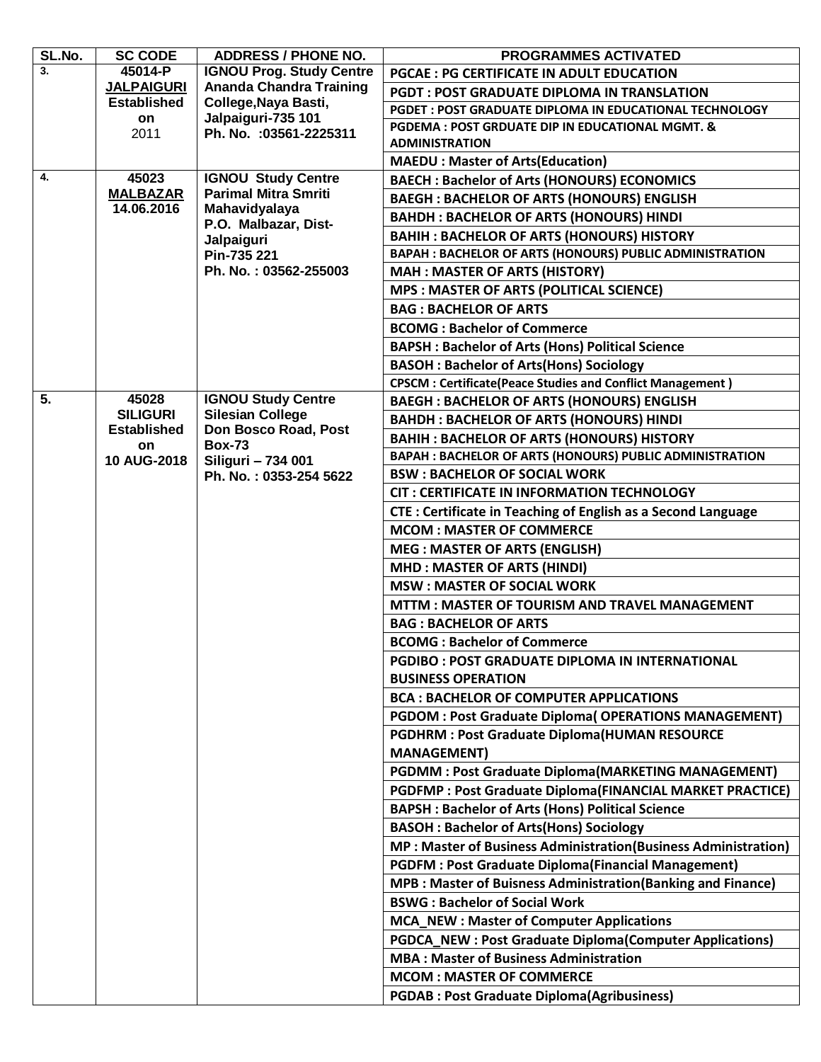| SL.No. | SC CODE | ADDRESS / PHONE NO. | PROGRAMMES ACTIVATED |
|---|---|---|---|
| 3. | 45014-P **JALPAIGURI** Established on 2011 | IGNOU Prog. Study Centre Ananda Chandra Training College,Naya Basti, Jalpaiguri-735 101 Ph. No. :03561-2225311 | PGCAE : PG CERTIFICATE IN ADULT EDUCATION |
| | | | PGDT : POST GRADUATE DIPLOMA IN TRANSLATION |
| | | | PGDET : POST GRADUATE DIPLOMA IN EDUCATIONAL TECHNOLOGY |
| | | | PGDEMA : POST GRDUATE DIP IN EDUCATIONAL MGMT. & ADMINISTRATION |
| | | | MAEDU : Master of Arts(Education) |
| 4. | 45023 **MALBAZAR** 14.06.2016 | IGNOU Study Centre Parimal Mitra Smriti Mahavidyalaya P.O. Malbazar, Dist-Jalpaiguri Pin-735 221 Ph. No. : 03562-255003 | BAECH : Bachelor of Arts (HONOURS) ECONOMICS |
| | | | BAEGH : BACHELOR OF ARTS (HONOURS) ENGLISH |
| | | | BAHDH : BACHELOR OF ARTS (HONOURS) HINDI |
| | | | BAHIH : BACHELOR OF ARTS (HONOURS) HISTORY |
| | | | BAPAH : BACHELOR OF ARTS (HONOURS) PUBLIC ADMINISTRATION |
| | | | MAH : MASTER OF ARTS (HISTORY) |
| | | | MPS : MASTER OF ARTS (POLITICAL SCIENCE) |
| | | | BAG : BACHELOR OF ARTS |
| | | | BCOMG : Bachelor of Commerce |
| | | | BAPSH : Bachelor of Arts (Hons) Political Science |
| | | | BASOH : Bachelor of Arts(Hons) Sociology |
| | | | CPSCM : Certificate(Peace Studies and Conflict Management ) |
| 5. | 45028 SILIGURI Established on 10 AUG-2018 | IGNOU Study Centre Silesian College Don Bosco Road, Post Box-73 Siliguri – 734 001 Ph. No. : 0353-254 5622 | BAEGH : BACHELOR OF ARTS (HONOURS) ENGLISH |
| | | | BAHDH : BACHELOR OF ARTS (HONOURS) HINDI |
| | | | BAHIH : BACHELOR OF ARTS (HONOURS) HISTORY |
| | | | BAPAH : BACHELOR OF ARTS (HONOURS) PUBLIC ADMINISTRATION |
| | | | BSW : BACHELOR OF SOCIAL WORK |
| | | | CIT : CERTIFICATE IN INFORMATION TECHNOLOGY |
| | | | CTE : Certificate in Teaching of English as a Second Language |
| | | | MCOM : MASTER OF COMMERCE |
| | | | MEG : MASTER OF ARTS (ENGLISH) |
| | | | MHD : MASTER OF ARTS (HINDI) |
| | | | MSW : MASTER OF SOCIAL WORK |
| | | | MTTM : MASTER OF TOURISM AND TRAVEL MANAGEMENT |
| | | | BAG : BACHELOR OF ARTS |
| | | | BCOMG : Bachelor of Commerce |
| | | | PGDIBO : POST GRADUATE DIPLOMA IN INTERNATIONAL BUSINESS OPERATION |
| | | | BCA : BACHELOR OF COMPUTER APPLICATIONS |
| | | | PGDOM : Post Graduate Diploma( OPERATIONS MANAGEMENT) |
| | | | PGDHRM : Post Graduate Diploma(HUMAN RESOURCE MANAGEMENT) |
| | | | PGDMM : Post Graduate Diploma(MARKETING MANAGEMENT) |
| | | | PGDFMP : Post Graduate Diploma(FINANCIAL MARKET PRACTICE) |
| | | | BAPSH : Bachelor of Arts (Hons) Political Science |
| | | | BASOH : Bachelor of Arts(Hons) Sociology |
| | | | MP : Master of Business Administration(Business Administration) |
| | | | PGDFM : Post Graduate Diploma(Financial Management) |
| | | | MPB : Master of Buisness Administration(Banking and Finance) |
| | | | BSWG : Bachelor of Social Work |
| | | | MCA_NEW : Master of Computer Applications |
| | | | PGDCA_NEW : Post Graduate Diploma(Computer Applications) |
| | | | MBA : Master of Business Administration |
| | | | MCOM : MASTER OF COMMERCE |
| | | | PGDAB : Post Graduate Diploma(Agribusiness) |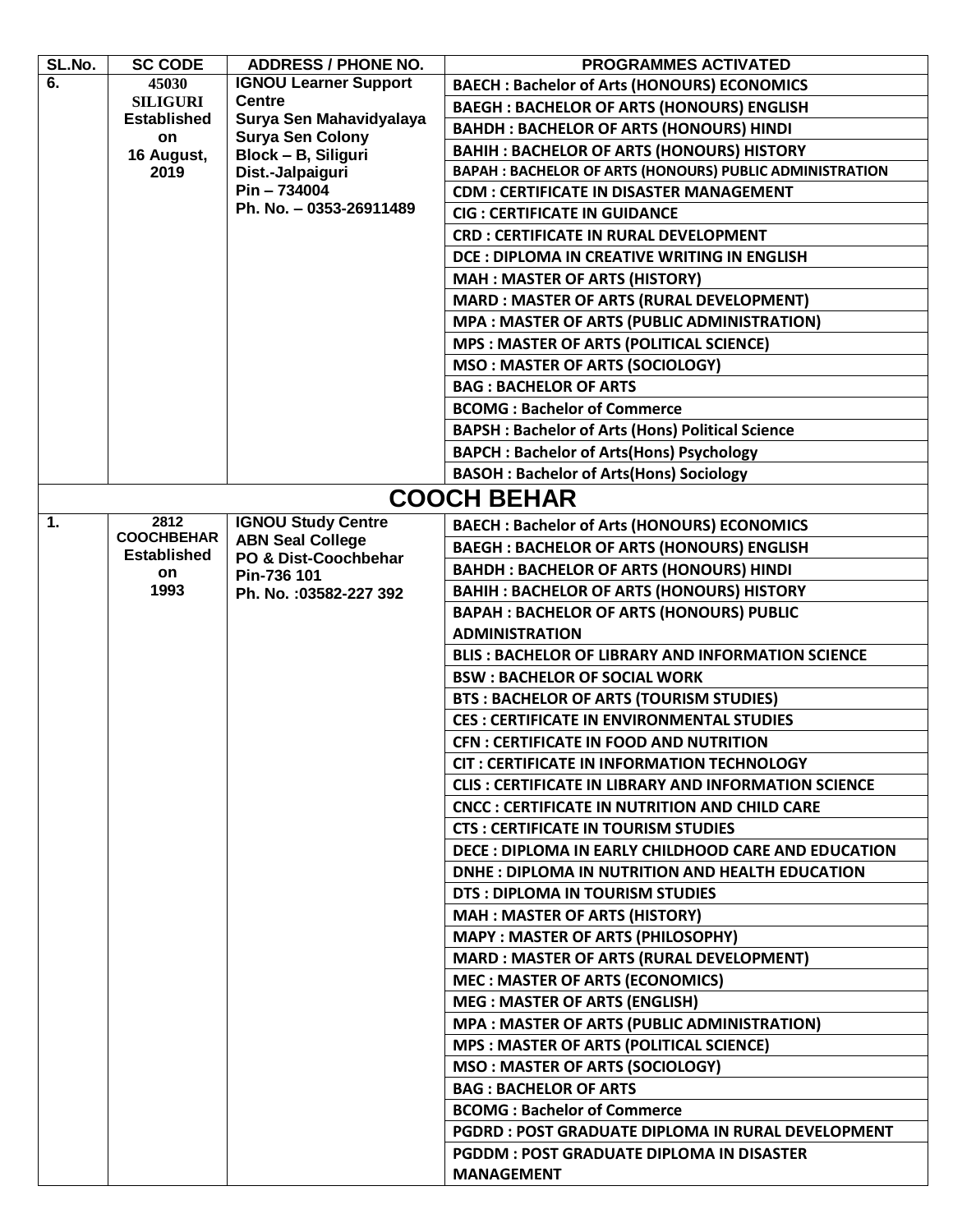| SL.No. | SC CODE | ADDRESS / PHONE NO. | PROGRAMMES ACTIVATED |
|---|---|---|---|
| 6. | 45030 SILIGURI Established on 16 August, 2019 | IGNOU Learner Support Centre Surya Sen Mahavidyalaya Surya Sen Colony Block – B, Siliguri Dist.-Jalpaiguri Pin – 734004 Ph. No. – 0353-26911489 | BAECH : Bachelor of Arts (HONOURS) ECONOMICS |
| | | | BAEGH : BACHELOR OF ARTS (HONOURS) ENGLISH |
| | | | BAHDH : BACHELOR OF ARTS (HONOURS) HINDI |
| | | | BAHIH : BACHELOR OF ARTS (HONOURS) HISTORY |
| | | | BAPAH : BACHELOR OF ARTS (HONOURS) PUBLIC ADMINISTRATION |
| | | | CDM : CERTIFICATE IN DISASTER MANAGEMENT |
| | | | CIG : CERTIFICATE IN GUIDANCE |
| | | | CRD : CERTIFICATE IN RURAL DEVELOPMENT |
| | | | DCE : DIPLOMA IN CREATIVE WRITING IN ENGLISH |
| | | | MAH : MASTER OF ARTS (HISTORY) |
| | | | MARD : MASTER OF ARTS (RURAL DEVELOPMENT) |
| | | | MPA : MASTER OF ARTS (PUBLIC ADMINISTRATION) |
| | | | MPS : MASTER OF ARTS (POLITICAL SCIENCE) |
| | | | MSO : MASTER OF ARTS (SOCIOLOGY) |
| | | | BAG : BACHELOR OF ARTS |
| | | | BCOMG : Bachelor of Commerce |
| | | | BAPSH : Bachelor of Arts (Hons) Political Science |
| | | | BAPCH : Bachelor of Arts(Hons) Psychology |
| | | | BASOH : Bachelor of Arts(Hons) Sociology |
| **COOCH BEHAR** | | | |
| 1. | 2812 COOCHBEHAR Established on 1993 | IGNOU Study Centre ABN Seal College PO & Dist-Coochbehar Pin-736 101 Ph. No. :03582-227 392 | BAECH : Bachelor of Arts (HONOURS) ECONOMICS |
| | | | BAEGH : BACHELOR OF ARTS (HONOURS) ENGLISH |
| | | | BAHDH : BACHELOR OF ARTS (HONOURS) HINDI |
| | | | BAHIH : BACHELOR OF ARTS (HONOURS) HISTORY |
| | | | BAPAH : BACHELOR OF ARTS (HONOURS) PUBLIC ADMINISTRATION |
| | | | BLIS : BACHELOR OF LIBRARY AND INFORMATION SCIENCE |
| | | | BSW : BACHELOR OF SOCIAL WORK |
| | | | BTS : BACHELOR OF ARTS (TOURISM STUDIES) |
| | | | CES : CERTIFICATE IN ENVIRONMENTAL STUDIES |
| | | | CFN : CERTIFICATE IN FOOD AND NUTRITION |
| | | | CIT : CERTIFICATE IN INFORMATION TECHNOLOGY |
| | | | CLIS : CERTIFICATE IN LIBRARY AND INFORMATION SCIENCE |
| | | | CNCC : CERTIFICATE IN NUTRITION AND CHILD CARE |
| | | | CTS : CERTIFICATE IN TOURISM STUDIES |
| | | | DECE : DIPLOMA IN EARLY CHILDHOOD CARE AND EDUCATION |
| | | | DNHE : DIPLOMA IN NUTRITION AND HEALTH EDUCATION |
| | | | DTS : DIPLOMA IN TOURISM STUDIES |
| | | | MAH : MASTER OF ARTS (HISTORY) |
| | | | MAPY : MASTER OF ARTS (PHILOSOPHY) |
| | | | MARD : MASTER OF ARTS (RURAL DEVELOPMENT) |
| | | | MEC : MASTER OF ARTS (ECONOMICS) |
| | | | MEG : MASTER OF ARTS (ENGLISH) |
| | | | MPA : MASTER OF ARTS (PUBLIC ADMINISTRATION) |
| | | | MPS : MASTER OF ARTS (POLITICAL SCIENCE) |
| | | | MSO : MASTER OF ARTS (SOCIOLOGY) |
| | | | BAG : BACHELOR OF ARTS |
| | | | BCOMG : Bachelor of Commerce |
| | | | PGDRD : POST GRADUATE DIPLOMA IN RURAL DEVELOPMENT |
| | | | PGDDM : POST GRADUATE DIPLOMA IN DISASTER MANAGEMENT |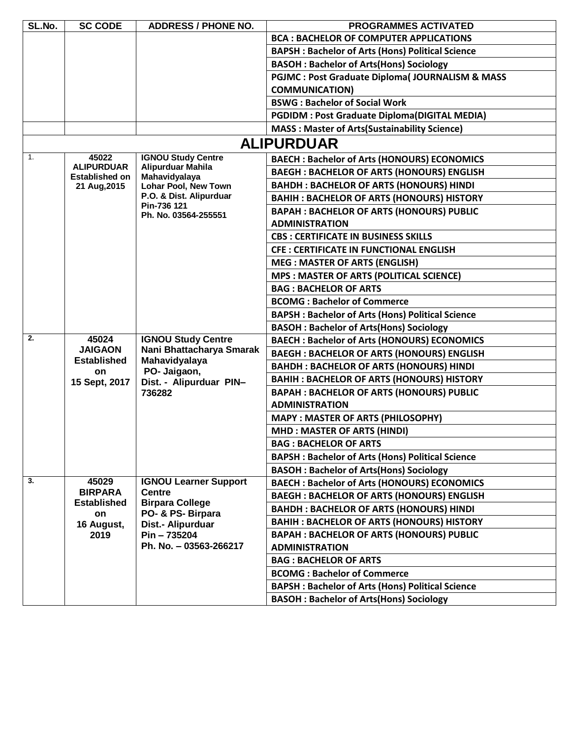| SL.No. | SC CODE | ADDRESS / PHONE NO. | PROGRAMMES ACTIVATED |
|---|---|---|---|
| | | | BCA : BACHELOR OF COMPUTER APPLICATIONS |
| | | | BAPSH : Bachelor of Arts (Hons) Political Science |
| | | | BASOH : Bachelor of Arts(Hons) Sociology |
| | | | PGJMC : Post Graduate Diploma( JOURNALISM & MASS COMMUNICATION) |
| | | | BSWG : Bachelor of Social Work |
| | | | PGDIDM : Post Graduate Diploma(DIGITAL MEDIA) |
| | | | MASS : Master of Arts(Sustainability Science) |
| **ALIPURDUAR** | | | |
| 1. | 45022 ALIPURDUAR Established on 21 Aug,2015 | IGNOU Study Centre Alipurduar Mahila Mahavidyalaya Lohar Pool, New Town P.O. & Dist. Alipurduar Pin-736 121 Ph. No. 03564-255551 | BAECH : Bachelor of Arts (HONOURS) ECONOMICS |
| | | | BAEGH : BACHELOR OF ARTS (HONOURS) ENGLISH |
| | | | BAHDH : BACHELOR OF ARTS (HONOURS) HINDI |
| | | | BAHIH : BACHELOR OF ARTS (HONOURS) HISTORY |
| | | | BAPAH : BACHELOR OF ARTS (HONOURS) PUBLIC ADMINISTRATION |
| | | | CBS : CERTIFICATE IN BUSINESS SKILLS |
| | | | CFE : CERTIFICATE IN FUNCTIONAL ENGLISH |
| | | | MEG : MASTER OF ARTS (ENGLISH) |
| | | | MPS : MASTER OF ARTS (POLITICAL SCIENCE) |
| | | | BAG : BACHELOR OF ARTS |
| | | | BCOMG : Bachelor of Commerce |
| | | | BAPSH : Bachelor of Arts (Hons) Political Science |
| | | | BASOH : Bachelor of Arts(Hons) Sociology |
| 2. | 45024 JAIGAON Established on 15 Sept, 2017 | IGNOU Study Centre Nani Bhattacharya Smarak Mahavidyalaya PO- Jaigaon, Dist. - Alipurduar PIN–736282 | BAECH : Bachelor of Arts (HONOURS) ECONOMICS |
| | | | BAEGH : BACHELOR OF ARTS (HONOURS) ENGLISH |
| | | | BAHDH : BACHELOR OF ARTS (HONOURS) HINDI |
| | | | BAHIH : BACHELOR OF ARTS (HONOURS) HISTORY |
| | | | BAPAH : BACHELOR OF ARTS (HONOURS) PUBLIC ADMINISTRATION |
| | | | MAPY : MASTER OF ARTS (PHILOSOPHY) |
| | | | MHD : MASTER OF ARTS (HINDI) |
| | | | BAG : BACHELOR OF ARTS |
| | | | BAPSH : Bachelor of Arts (Hons) Political Science |
| | | | BASOH : Bachelor of Arts(Hons) Sociology |
| 3. | 45029 BIRPARA Established on 16 August, 2019 | IGNOU Learner Support Centre Birpara College PO- & PS- Birpara Dist.- Alipurduar Pin – 735204 Ph. No. – 03563-266217 | BAECH : Bachelor of Arts (HONOURS) ECONOMICS |
| | | | BAEGH : BACHELOR OF ARTS (HONOURS) ENGLISH |
| | | | BAHDH : BACHELOR OF ARTS (HONOURS) HINDI |
| | | | BAHIH : BACHELOR OF ARTS (HONOURS) HISTORY |
| | | | BAPAH : BACHELOR OF ARTS (HONOURS) PUBLIC ADMINISTRATION |
| | | | BAG : BACHELOR OF ARTS |
| | | | BCOMG : Bachelor of Commerce |
| | | | BAPSH : Bachelor of Arts (Hons) Political Science |
| | | | BASOH : Bachelor of Arts(Hons) Sociology |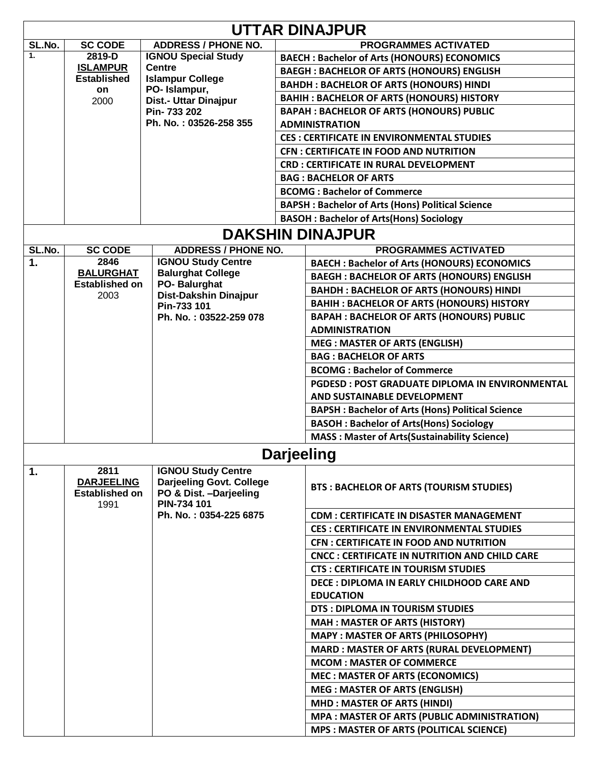## UTTAR DINAJPUR

| SL.No. | SC CODE | ADDRESS / PHONE NO. | PROGRAMMES ACTIVATED |
|---|---|---|---|
| 1. | 2819-D **ISLAMPUR** Established on 2000 | IGNOU Special Study Centre Islampur College PO- Islampur, Dist.- Uttar Dinajpur Pin- 733 202 Ph. No. : 03526-258 355 | BAECH : Bachelor of Arts (HONOURS) ECONOMICS |
| | | | BAEGH : BACHELOR OF ARTS (HONOURS) ENGLISH |
| | | | BAHDH : BACHELOR OF ARTS (HONOURS) HINDI |
| | | | BAHIH : BACHELOR OF ARTS (HONOURS) HISTORY |
| | | | BAPAH : BACHELOR OF ARTS (HONOURS) PUBLIC ADMINISTRATION |
| | | | CES : CERTIFICATE IN ENVIRONMENTAL STUDIES |
| | | | CFN : CERTIFICATE IN FOOD AND NUTRITION |
| | | | CRD : CERTIFICATE IN RURAL DEVELOPMENT |
| | | | BAG : BACHELOR OF ARTS |
| | | | BCOMG : Bachelor of Commerce |
| | | | BAPSH : Bachelor of Arts (Hons) Political Science |
| | | | BASOH : Bachelor of Arts(Hons) Sociology |

## DAKSHIN DINAJPUR

| SL.No. | SC CODE | ADDRESS / PHONE NO. | PROGRAMMES ACTIVATED |
|---|---|---|---|
| 1. | 2846 **BALURGHAT** Established on 2003 | IGNOU Study Centre Balurghat College PO- Balurghat Dist-Dakshin Dinajpur Pin-733 101 Ph. No. : 03522-259 078 | BAECH : Bachelor of Arts (HONOURS) ECONOMICS |
| | | | BAEGH : BACHELOR OF ARTS (HONOURS) ENGLISH |
| | | | BAHDH : BACHELOR OF ARTS (HONOURS) HINDI |
| | | | BAHIH : BACHELOR OF ARTS (HONOURS) HISTORY |
| | | | BAPAH : BACHELOR OF ARTS (HONOURS) PUBLIC ADMINISTRATION |
| | | | MEG : MASTER OF ARTS (ENGLISH) |
| | | | BAG : BACHELOR OF ARTS |
| | | | BCOMG : Bachelor of Commerce |
| | | | PGDESD : POST GRADUATE DIPLOMA IN ENVIRONMENTAL AND SUSTAINABLE DEVELOPMENT |
| | | | BAPSH : Bachelor of Arts (Hons) Political Science |
| | | | BASOH : Bachelor of Arts(Hons) Sociology |
| | | | MASS : Master of Arts(Sustainability Science) |

## Darjeeling

| SL.No. | SC CODE | ADDRESS / PHONE NO. | PROGRAMMES ACTIVATED |
|---|---|---|---|
| 1. | 2811 **DARJEELING** Established on 1991 | IGNOU Study Centre Darjeeling Govt. College PO & Dist. –Darjeeling PIN-734 101 Ph. No. : 0354-225 6875 | BTS : BACHELOR OF ARTS (TOURISM STUDIES) |
| | | | CDM : CERTIFICATE IN DISASTER MANAGEMENT |
| | | | CES : CERTIFICATE IN ENVIRONMENTAL STUDIES |
| | | | CFN : CERTIFICATE IN FOOD AND NUTRITION |
| | | | CNCC : CERTIFICATE IN NUTRITION AND CHILD CARE |
| | | | CTS : CERTIFICATE IN TOURISM STUDIES |
| | | | DECE : DIPLOMA IN EARLY CHILDHOOD CARE AND EDUCATION |
| | | | DTS : DIPLOMA IN TOURISM STUDIES |
| | | | MAH : MASTER OF ARTS (HISTORY) |
| | | | MAPY : MASTER OF ARTS (PHILOSOPHY) |
| | | | MARD : MASTER OF ARTS (RURAL DEVELOPMENT) |
| | | | MCOM : MASTER OF COMMERCE |
| | | | MEC : MASTER OF ARTS (ECONOMICS) |
| | | | MEG : MASTER OF ARTS (ENGLISH) |
| | | | MHD : MASTER OF ARTS (HINDI) |
| | | | MPA : MASTER OF ARTS (PUBLIC ADMINISTRATION) |
| | | | MPS : MASTER OF ARTS (POLITICAL SCIENCE) |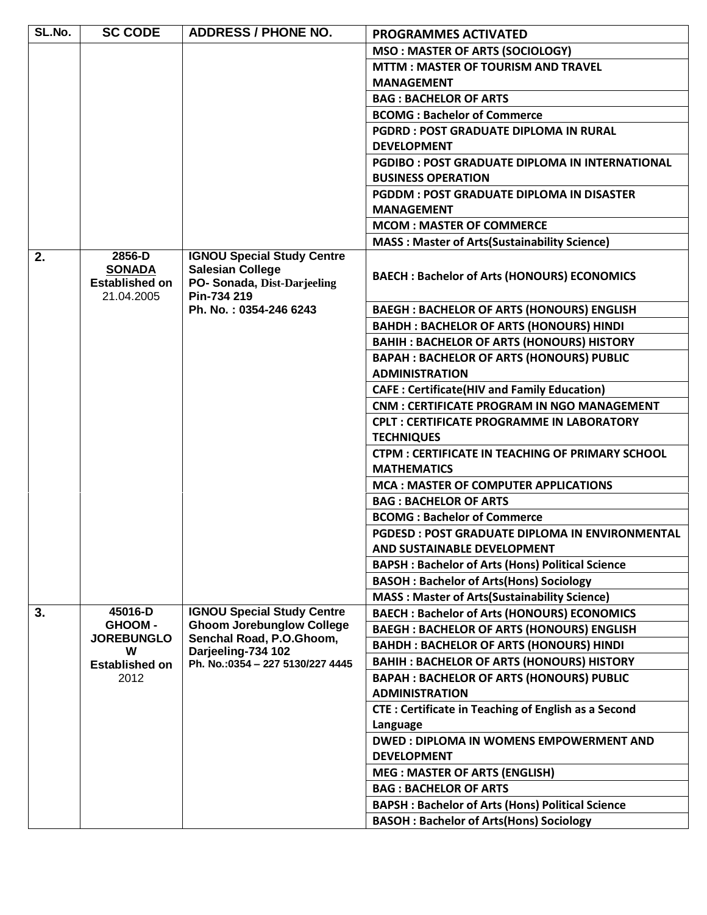| SL.No. | SC CODE | ADDRESS / PHONE NO. | PROGRAMMES ACTIVATED |
|---|---|---|---|
| | | | MSO : MASTER OF ARTS (SOCIOLOGY) |
| | | | MTTM : MASTER OF TOURISM AND TRAVEL MANAGEMENT |
| | | | BAG : BACHELOR OF ARTS |
| | | | BCOMG : Bachelor of Commerce |
| | | | PGDRD : POST GRADUATE DIPLOMA IN RURAL DEVELOPMENT |
| | | | PGDIBO : POST GRADUATE DIPLOMA IN INTERNATIONAL BUSINESS OPERATION |
| | | | PGDDM : POST GRADUATE DIPLOMA IN DISASTER MANAGEMENT |
| | | | MCOM : MASTER OF COMMERCE |
| | | | MASS : Master of Arts(Sustainability Science) |
| **2.** | **2856-D** **SONADA** **Established on** 21.04.2005 | **IGNOU Special Study Centre Salesian College PO- Sonada, Dist-Darjeeling Pin-734 219 Ph. No. : 0354-246 6243** | BAECH : Bachelor of Arts (HONOURS) ECONOMICS |
| | | | BAEGH : BACHELOR OF ARTS (HONOURS) ENGLISH |
| | | | BAHDH : BACHELOR OF ARTS (HONOURS) HINDI |
| | | | BAHIH : BACHELOR OF ARTS (HONOURS) HISTORY |
| | | | BAPAH : BACHELOR OF ARTS (HONOURS) PUBLIC ADMINISTRATION |
| | | | CAFE : Certificate(HIV and Family Education) |
| | | | CNM : CERTIFICATE PROGRAM IN NGO MANAGEMENT |
| | | | CPLT : CERTIFICATE PROGRAMME IN LABORATORY TECHNIQUES |
| | | | CTPM : CERTIFICATE IN TEACHING OF PRIMARY SCHOOL MATHEMATICS |
| | | | MCA : MASTER OF COMPUTER APPLICATIONS |
| | | | BAG : BACHELOR OF ARTS |
| | | | BCOMG : Bachelor of Commerce |
| | | | PGDESD : POST GRADUATE DIPLOMA IN ENVIRONMENTAL AND SUSTAINABLE DEVELOPMENT |
| | | | BAPSH : Bachelor of Arts (Hons) Political Science |
| | | | BASOH : Bachelor of Arts(Hons) Sociology |
| | | | MASS : Master of Arts(Sustainability Science) |
| **3.** | **45016-D** **GHOOM - JOREBUNGLOW** **Established on** 2012 | **IGNOU Special Study Centre Ghoom Jorebunglow College Senchal Road, P.O.Ghoom, Darjeeling-734 102 Ph. No.:0354 – 227 5130/227 4445** | BAECH : Bachelor of Arts (HONOURS) ECONOMICS |
| | | | BAEGH : BACHELOR OF ARTS (HONOURS) ENGLISH |
| | | | BAHDH : BACHELOR OF ARTS (HONOURS) HINDI |
| | | | BAHIH : BACHELOR OF ARTS (HONOURS) HISTORY |
| | | | BAPAH : BACHELOR OF ARTS (HONOURS) PUBLIC ADMINISTRATION |
| | | | CTE : Certificate in Teaching of English as a Second Language |
| | | | DWED : DIPLOMA IN WOMENS EMPOWERMENT AND DEVELOPMENT |
| | | | MEG : MASTER OF ARTS (ENGLISH) |
| | | | BAG : BACHELOR OF ARTS |
| | | | BAPSH : Bachelor of Arts (Hons) Political Science |
| | | | BASOH : Bachelor of Arts(Hons) Sociology |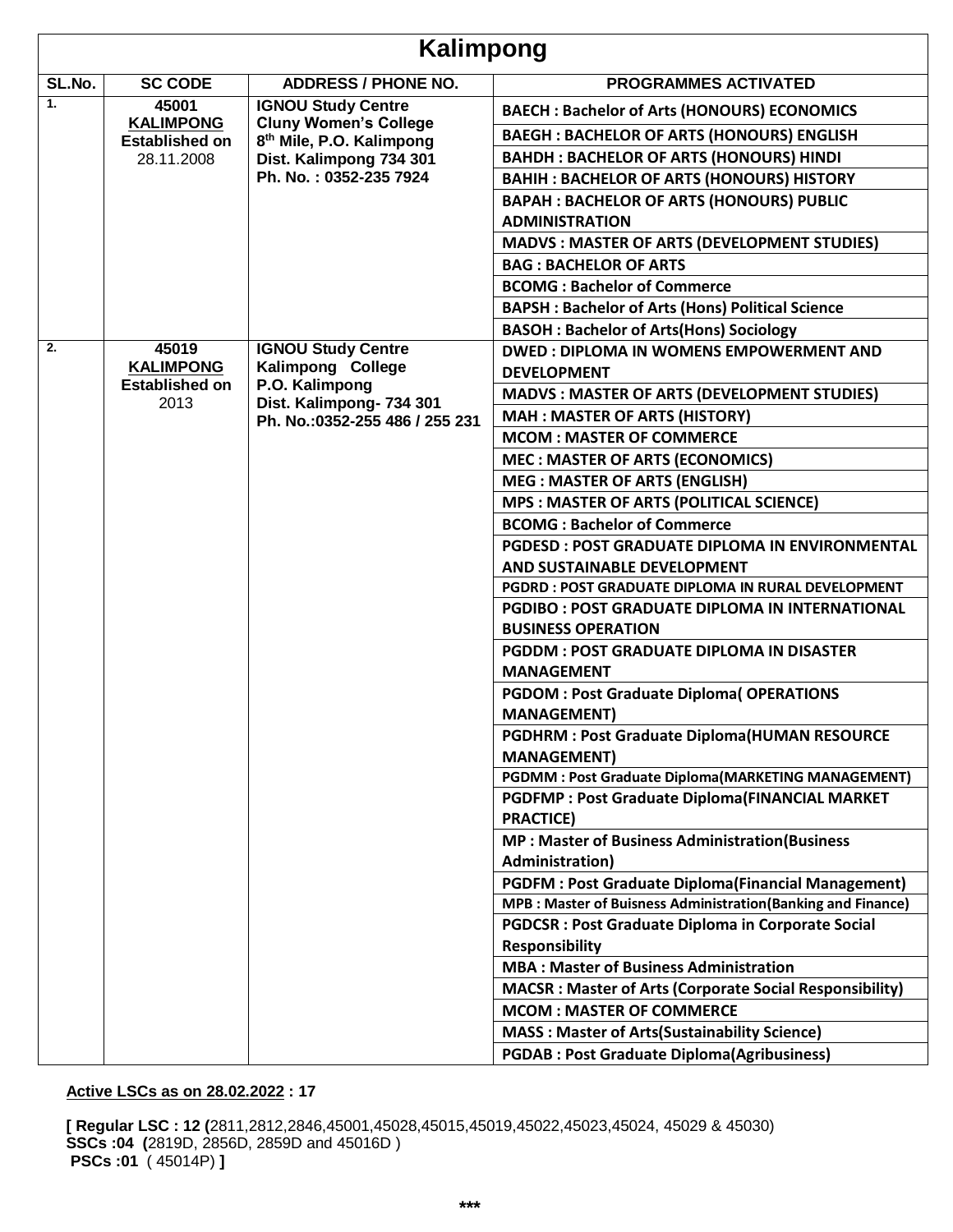## Kalimpong

| SL.No. | SC CODE | ADDRESS / PHONE NO. | PROGRAMMES ACTIVATED |
|---|---|---|---|
| 1. | 45001 KALIMPONG Established on 28.11.2008 | IGNOU Study Centre Cluny Women's College 8th Mile, P.O. Kalimpong Dist. Kalimpong 734 301 Ph. No. : 0352-235 7924 | BAECH : Bachelor of Arts (HONOURS) ECONOMICS |
| | | | BAEGH : BACHELOR OF ARTS (HONOURS) ENGLISH |
| | | | BAHDH : BACHELOR OF ARTS (HONOURS) HINDI |
| | | | BAHIH : BACHELOR OF ARTS (HONOURS) HISTORY |
| | | | BAPAH : BACHELOR OF ARTS (HONOURS) PUBLIC ADMINISTRATION |
| | | | MADVS : MASTER OF ARTS (DEVELOPMENT STUDIES) |
| | | | BAG : BACHELOR OF ARTS |
| | | | BCOMG : Bachelor of Commerce |
| | | | BAPSH : Bachelor of Arts (Hons) Political Science |
| | | | BASOH : Bachelor of Arts(Hons) Sociology |
| 2. | 45019 KALIMPONG Established on 2013 | IGNOU Study Centre Kalimpong College P.O. Kalimpong Dist. Kalimpong- 734 301 Ph. No.:0352-255 486 / 255 231 | DWED : DIPLOMA IN WOMENS EMPOWERMENT AND DEVELOPMENT |
| | | | MADVS : MASTER OF ARTS (DEVELOPMENT STUDIES) |
| | | | MAH : MASTER OF ARTS (HISTORY) |
| | | | MCOM : MASTER OF COMMERCE |
| | | | MEC : MASTER OF ARTS (ECONOMICS) |
| | | | MEG : MASTER OF ARTS (ENGLISH) |
| | | | MPS : MASTER OF ARTS (POLITICAL SCIENCE) |
| | | | BCOMG : Bachelor of Commerce |
| | | | PGDESD : POST GRADUATE DIPLOMA IN ENVIRONMENTAL AND SUSTAINABLE DEVELOPMENT |
| | | | PGDRD : POST GRADUATE DIPLOMA IN RURAL DEVELOPMENT |
| | | | PGDIBO : POST GRADUATE DIPLOMA IN INTERNATIONAL BUSINESS OPERATION |
| | | | PGDDM : POST GRADUATE DIPLOMA IN DISASTER MANAGEMENT |
| | | | PGDOM : Post Graduate Diploma( OPERATIONS MANAGEMENT) |
| | | | PGDHRM : Post Graduate Diploma(HUMAN RESOURCE MANAGEMENT) |
| | | | PGDMM : Post Graduate Diploma(MARKETING MANAGEMENT) |
| | | | PGDFMP : Post Graduate Diploma(FINANCIAL MARKET PRACTICE) |
| | | | MP : Master of Business Administration(Business Administration) |
| | | | PGDFM : Post Graduate Diploma(Financial Management) |
| | | | MPB : Master of Buisness Administration(Banking and Finance) |
| | | | PGDCSR : Post Graduate Diploma in Corporate Social Responsibility |
| | | | MBA : Master of Business Administration |
| | | | MACSR : Master of Arts (Corporate Social Responsibility) |
| | | | MCOM : MASTER OF COMMERCE |
| | | | MASS : Master of Arts(Sustainability Science) |
| | | | PGDAB : Post Graduate Diploma(Agribusiness) |

**Active LSCs as on 28.02.2022 : 17**

**[ Regular LSC : 12 (**2811,2812,2846,45001,45028,45015,45019,45022,45023,45024, 45029 & 45030)
**SSCs :04 (**2819D, 2856D, 2859D and 45016D )
**PSCs :01** ( 45014P) **]**

***